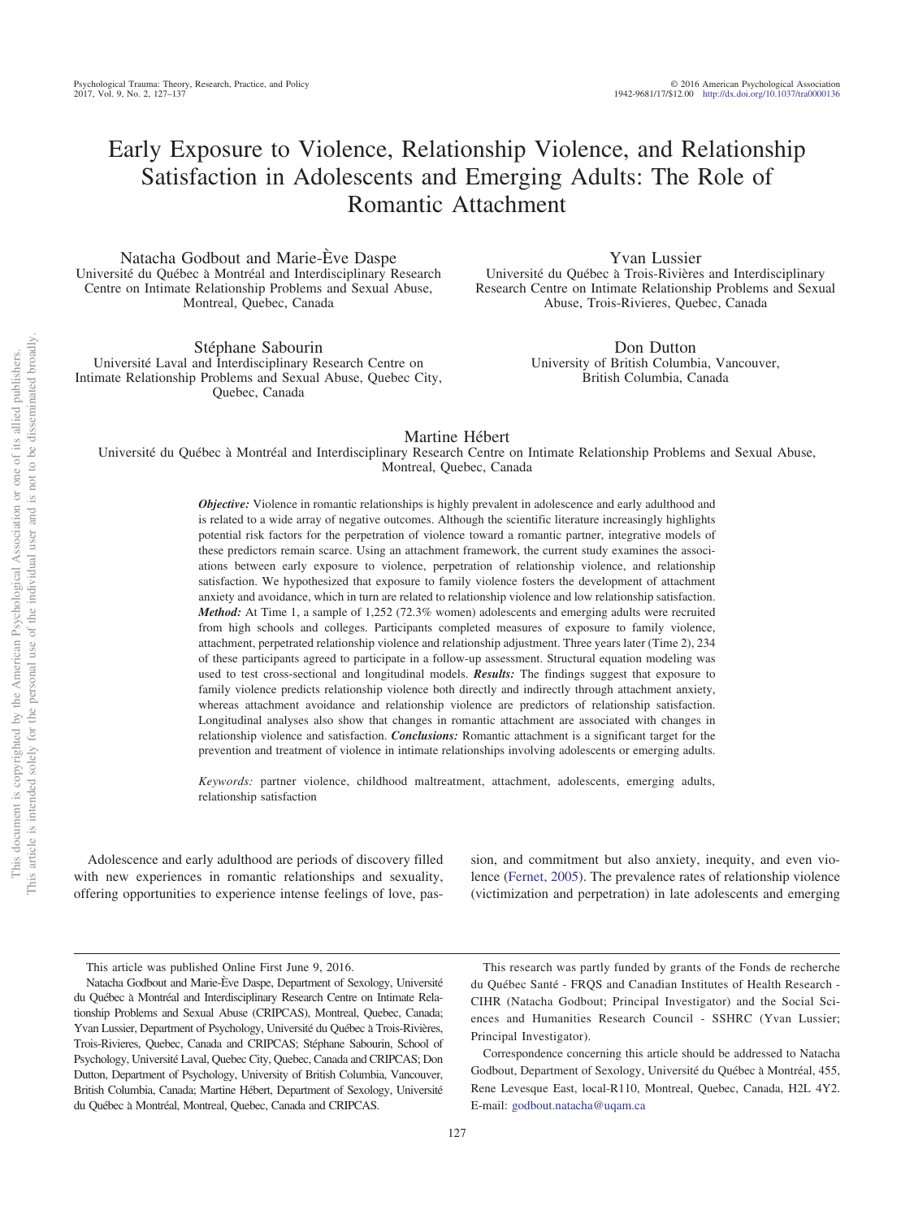# Early Exposure to Violence, Relationship Violence, and Relationship Satisfaction in Adolescents and Emerging Adults: The Role of Romantic Attachment

Natacha Godbout and Marie-Ève Daspe
Université du Québec à Montréal and Interdisciplinary Research Centre on Intimate Relationship Problems and Sexual Abuse, Montreal, Quebec, Canada

Yvan Lussier
Université du Québec à Trois-Rivières and Interdisciplinary Research Centre on Intimate Relationship Problems and Sexual Abuse, Trois-Rivieres, Quebec, Canada

Stéphane Sabourin
Université Laval and Interdisciplinary Research Centre on Intimate Relationship Problems and Sexual Abuse, Quebec City, Quebec, Canada

Don Dutton
University of British Columbia, Vancouver, British Columbia, Canada

Martine Hébert
Université du Québec à Montréal and Interdisciplinary Research Centre on Intimate Relationship Problems and Sexual Abuse, Montreal, Quebec, Canada

***Objective:*** Violence in romantic relationships is highly prevalent in adolescence and early adulthood and is related to a wide array of negative outcomes. Although the scientific literature increasingly highlights potential risk factors for the perpetration of violence toward a romantic partner, integrative models of these predictors remain scarce. Using an attachment framework, the current study examines the associations between early exposure to violence, perpetration of relationship violence, and relationship satisfaction. We hypothesized that exposure to family violence fosters the development of attachment anxiety and avoidance, which in turn are related to relationship violence and low relationship satisfaction. ***Method:*** At Time 1, a sample of 1,252 (72.3% women) adolescents and emerging adults were recruited from high schools and colleges. Participants completed measures of exposure to family violence, attachment, perpetrated relationship violence and relationship adjustment. Three years later (Time 2), 234 of these participants agreed to participate in a follow-up assessment. Structural equation modeling was used to test cross-sectional and longitudinal models. ***Results:*** The findings suggest that exposure to family violence predicts relationship violence both directly and indirectly through attachment anxiety, whereas attachment avoidance and relationship violence are predictors of relationship satisfaction. Longitudinal analyses also show that changes in romantic attachment are associated with changes in relationship violence and satisfaction. ***Conclusions:*** Romantic attachment is a significant target for the prevention and treatment of violence in intimate relationships involving adolescents or emerging adults.

*Keywords:* partner violence, childhood maltreatment, attachment, adolescents, emerging adults, relationship satisfaction

Adolescence and early adulthood are periods of discovery filled with new experiences in romantic relationships and sexuality, offering opportunities to experience intense feelings of love, passion, and commitment but also anxiety, inequity, and even violence (Fernet, 2005). The prevalence rates of relationship violence (victimization and perpetration) in late adolescents and emerging

---

This article was published Online First June 9, 2016.

Natacha Godbout and Marie-Ève Daspe, Department of Sexology, Université du Québec à Montréal and Interdisciplinary Research Centre on Intimate Relationship Problems and Sexual Abuse (CRIPCAS), Montreal, Quebec, Canada; Yvan Lussier, Department of Psychology, Université du Québec à Trois-Rivières, Trois-Rivieres, Quebec, Canada and CRIPCAS; Stéphane Sabourin, School of Psychology, Université Laval, Quebec City, Quebec, Canada and CRIPCAS; Don Dutton, Department of Psychology, University of British Columbia, Vancouver, British Columbia, Canada; Martine Hébert, Department of Sexology, Université du Québec à Montréal, Montreal, Quebec, Canada and CRIPCAS.

This research was partly funded by grants of the Fonds de recherche du Québec Santé - FRQS and Canadian Institutes of Health Research - CIHR (Natacha Godbout; Principal Investigator) and the Social Sciences and Humanities Research Council - SSHRC (Yvan Lussier; Principal Investigator).

Correspondence concerning this article should be addressed to Natacha Godbout, Department of Sexology, Université du Québec à Montréal, 455, Rene Levesque East, local-R110, Montreal, Quebec, Canada, H2L 4Y2. E-mail: godbout.natacha@uqam.ca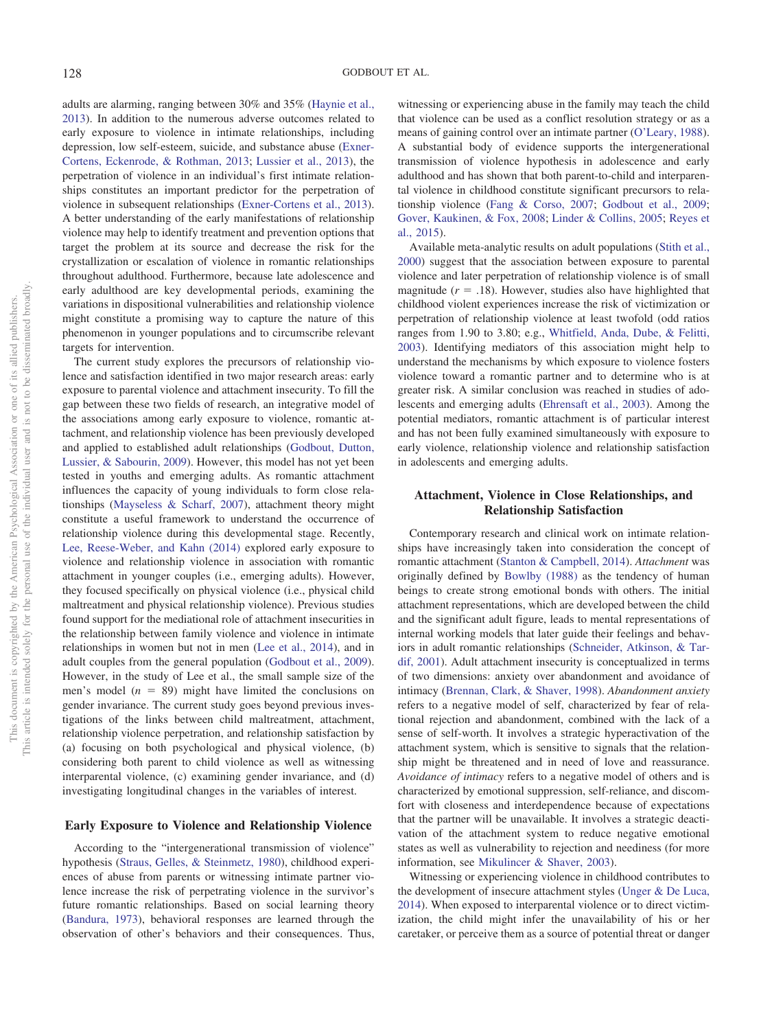adults are alarming, ranging between 30% and 35% (Haynie et al., 2013). In addition to the numerous adverse outcomes related to early exposure to violence in intimate relationships, including depression, low self-esteem, suicide, and substance abuse (Exner-Cortens, Eckenrode, & Rothman, 2013; Lussier et al., 2013), the perpetration of violence in an individual's first intimate relationships constitutes an important predictor for the perpetration of violence in subsequent relationships (Exner-Cortens et al., 2013). A better understanding of the early manifestations of relationship violence may help to identify treatment and prevention options that target the problem at its source and decrease the risk for the crystallization or escalation of violence in romantic relationships throughout adulthood. Furthermore, because late adolescence and early adulthood are key developmental periods, examining the variations in dispositional vulnerabilities and relationship violence might constitute a promising way to capture the nature of this phenomenon in younger populations and to circumscribe relevant targets for intervention.

The current study explores the precursors of relationship violence and satisfaction identified in two major research areas: early exposure to parental violence and attachment insecurity. To fill the gap between these two fields of research, an integrative model of the associations among early exposure to violence, romantic attachment, and relationship violence has been previously developed and applied to established adult relationships (Godbout, Dutton, Lussier, & Sabourin, 2009). However, this model has not yet been tested in youths and emerging adults. As romantic attachment influences the capacity of young individuals to form close relationships (Mayseless & Scharf, 2007), attachment theory might constitute a useful framework to understand the occurrence of relationship violence during this developmental stage. Recently, Lee, Reese-Weber, and Kahn (2014) explored early exposure to violence and relationship violence in association with romantic attachment in younger couples (i.e., emerging adults). However, they focused specifically on physical violence (i.e., physical child maltreatment and physical relationship violence). Previous studies found support for the mediational role of attachment insecurities in the relationship between family violence and violence in intimate relationships in women but not in men (Lee et al., 2014), and in adult couples from the general population (Godbout et al., 2009). However, in the study of Lee et al., the small sample size of the men's model ($n$ = 89) might have limited the conclusions on gender invariance. The current study goes beyond previous investigations of the links between child maltreatment, attachment, relationship violence perpetration, and relationship satisfaction by (a) focusing on both psychological and physical violence, (b) considering both parent to child violence as well as witnessing interparental violence, (c) examining gender invariance, and (d) investigating longitudinal changes in the variables of interest.

## Early Exposure to Violence and Relationship Violence

According to the "intergenerational transmission of violence" hypothesis (Straus, Gelles, & Steinmetz, 1980), childhood experiences of abuse from parents or witnessing intimate partner violence increase the risk of perpetrating violence in the survivor's future romantic relationships. Based on social learning theory (Bandura, 1973), behavioral responses are learned through the observation of other's behaviors and their consequences. Thus, witnessing or experiencing abuse in the family may teach the child that violence can be used as a conflict resolution strategy or as a means of gaining control over an intimate partner (O'Leary, 1988). A substantial body of evidence supports the intergenerational transmission of violence hypothesis in adolescence and early adulthood and has shown that both parent-to-child and interparental violence in childhood constitute significant precursors to relationship violence (Fang & Corso, 2007; Godbout et al., 2009; Gover, Kaukinen, & Fox, 2008; Linder & Collins, 2005; Reyes et al., 2015).

Available meta-analytic results on adult populations (Stith et al., 2000) suggest that the association between exposure to parental violence and later perpetration of relationship violence is of small magnitude ($r$ = .18). However, studies also have highlighted that childhood violent experiences increase the risk of victimization or perpetration of relationship violence at least twofold (odd ratios ranges from 1.90 to 3.80; e.g., Whitfield, Anda, Dube, & Felitti, 2003). Identifying mediators of this association might help to understand the mechanisms by which exposure to violence fosters violence toward a romantic partner and to determine who is at greater risk. A similar conclusion was reached in studies of adolescents and emerging adults (Ehrensaft et al., 2003). Among the potential mediators, romantic attachment is of particular interest and has not been fully examined simultaneously with exposure to early violence, relationship violence and relationship satisfaction in adolescents and emerging adults.

## Attachment, Violence in Close Relationships, and Relationship Satisfaction

Contemporary research and clinical work on intimate relationships have increasingly taken into consideration the concept of romantic attachment (Stanton & Campbell, 2014). *Attachment* was originally defined by Bowlby (1988) as the tendency of human beings to create strong emotional bonds with others. The initial attachment representations, which are developed between the child and the significant adult figure, leads to mental representations of internal working models that later guide their feelings and behaviors in adult romantic relationships (Schneider, Atkinson, & Tardif, 2001). Adult attachment insecurity is conceptualized in terms of two dimensions: anxiety over abandonment and avoidance of intimacy (Brennan, Clark, & Shaver, 1998). *Abandonment anxiety* refers to a negative model of self, characterized by fear of relational rejection and abandonment, combined with the lack of a sense of self-worth. It involves a strategic hyperactivation of the attachment system, which is sensitive to signals that the relationship might be threatened and in need of love and reassurance. *Avoidance of intimacy* refers to a negative model of others and is characterized by emotional suppression, self-reliance, and discomfort with closeness and interdependence because of expectations that the partner will be unavailable. It involves a strategic deactivation of the attachment system to reduce negative emotional states as well as vulnerability to rejection and neediness (for more information, see Mikulincer & Shaver, 2003).

Witnessing or experiencing violence in childhood contributes to the development of insecure attachment styles (Unger & De Luca, 2014). When exposed to interparental violence or to direct victimization, the child might infer the unavailability of his or her caretaker, or perceive them as a source of potential threat or danger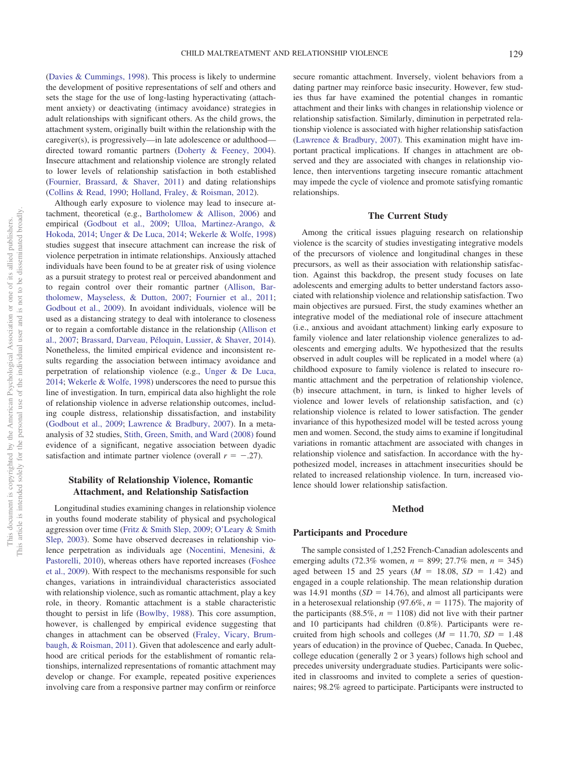(Davies & Cummings, 1998). This process is likely to undermine the development of positive representations of self and others and sets the stage for the use of long-lasting hyperactivating (attachment anxiety) or deactivating (intimacy avoidance) strategies in adult relationships with significant others. As the child grows, the attachment system, originally built within the relationship with the caregiver(s), is progressively—in late adolescence or adulthood—directed toward romantic partners (Doherty & Feeney, 2004). Insecure attachment and relationship violence are strongly related to lower levels of relationship satisfaction in both established (Fournier, Brassard, & Shaver, 2011) and dating relationships (Collins & Read, 1990; Holland, Fraley, & Roisman, 2012).

Although early exposure to violence may lead to insecure attachment, theoretical (e.g., Bartholomew & Allison, 2006) and empirical (Godbout et al., 2009; Ulloa, Martinez-Arango, & Hokoda, 2014; Unger & De Luca, 2014; Wekerle & Wolfe, 1998) studies suggest that insecure attachment can increase the risk of violence perpetration in intimate relationships. Anxiously attached individuals have been found to be at greater risk of using violence as a pursuit strategy to protest real or perceived abandonment and to regain control over their romantic partner (Allison, Bartholomew, Mayseless, & Dutton, 2007; Fournier et al., 2011; Godbout et al., 2009). In avoidant individuals, violence will be used as a distancing strategy to deal with intolerance to closeness or to regain a comfortable distance in the relationship (Allison et al., 2007; Brassard, Darveau, Péloquin, Lussier, & Shaver, 2014). Nonetheless, the limited empirical evidence and inconsistent results regarding the association between intimacy avoidance and perpetration of relationship violence (e.g., Unger & De Luca, 2014; Wekerle & Wolfe, 1998) underscores the need to pursue this line of investigation. In turn, empirical data also highlight the role of relationship violence in adverse relationship outcomes, including couple distress, relationship dissatisfaction, and instability (Godbout et al., 2009; Lawrence & Bradbury, 2007). In a meta-analysis of 32 studies, Stith, Green, Smith, and Ward (2008) found evidence of a significant, negative association between dyadic satisfaction and intimate partner violence (overall $r = -.27$).

## Stability of Relationship Violence, Romantic Attachment, and Relationship Satisfaction

Longitudinal studies examining changes in relationship violence in youths found moderate stability of physical and psychological aggression over time (Fritz & Smith Slep, 2009; O'Leary & Smith Slep, 2003). Some have observed decreases in relationship violence perpetration as individuals age (Nocentini, Menesini, & Pastorelli, 2010), whereas others have reported increases (Foshee et al., 2009). With respect to the mechanisms responsible for such changes, variations in intraindividual characteristics associated with relationship violence, such as romantic attachment, play a key role, in theory. Romantic attachment is a stable characteristic thought to persist in life (Bowlby, 1988). This core assumption, however, is challenged by empirical evidence suggesting that changes in attachment can be observed (Fraley, Vicary, Brumbaugh, & Roisman, 2011). Given that adolescence and early adulthood are critical periods for the establishment of romantic relationships, internalized representations of romantic attachment may develop or change. For example, repeated positive experiences involving care from a responsive partner may confirm or reinforce secure romantic attachment. Inversely, violent behaviors from a dating partner may reinforce basic insecurity. However, few studies thus far have examined the potential changes in romantic attachment and their links with changes in relationship violence or relationship satisfaction. Similarly, diminution in perpetrated relationship violence is associated with higher relationship satisfaction (Lawrence & Bradbury, 2007). This examination might have important practical implications. If changes in attachment are observed and they are associated with changes in relationship violence, then interventions targeting insecure romantic attachment may impede the cycle of violence and promote satisfying romantic relationships.

## The Current Study

Among the critical issues plaguing research on relationship violence is the scarcity of studies investigating integrative models of the precursors of violence and longitudinal changes in these precursors, as well as their association with relationship satisfaction. Against this backdrop, the present study focuses on late adolescents and emerging adults to better understand factors associated with relationship violence and relationship satisfaction. Two main objectives are pursued. First, the study examines whether an integrative model of the mediational role of insecure attachment (i.e., anxious and avoidant attachment) linking early exposure to family violence and later relationship violence generalizes to adolescents and emerging adults. We hypothesized that the results observed in adult couples will be replicated in a model where (a) childhood exposure to family violence is related to insecure romantic attachment and the perpetration of relationship violence, (b) insecure attachment, in turn, is linked to higher levels of violence and lower levels of relationship satisfaction, and (c) relationship violence is related to lower satisfaction. The gender invariance of this hypothesized model will be tested across young men and women. Second, the study aims to examine if longitudinal variations in romantic attachment are associated with changes in relationship violence and satisfaction. In accordance with the hypothesized model, increases in attachment insecurities should be related to increased relationship violence. In turn, increased violence should lower relationship satisfaction.

## Method

### Participants and Procedure

The sample consisted of 1,252 French-Canadian adolescents and emerging adults (72.3% women, $n = 899$; 27.7% men, $n = 345$) aged between 15 and 25 years ($M = 18.08$, $SD = 1.42$) and engaged in a couple relationship. The mean relationship duration was 14.91 months ($SD = 14.76$), and almost all participants were in a heterosexual relationship (97.6%, $n = 1175$). The majority of the participants (88.5%, $n = 1108$) did not live with their partner and 10 participants had children (0.8%). Participants were recruited from high schools and colleges ($M = 11.70$, $SD = 1.48$ years of education) in the province of Quebec, Canada. In Quebec, college education (generally 2 or 3 years) follows high school and precedes university undergraduate studies. Participants were solicited in classrooms and invited to complete a series of questionnaires; 98.2% agreed to participate. Participants were instructed to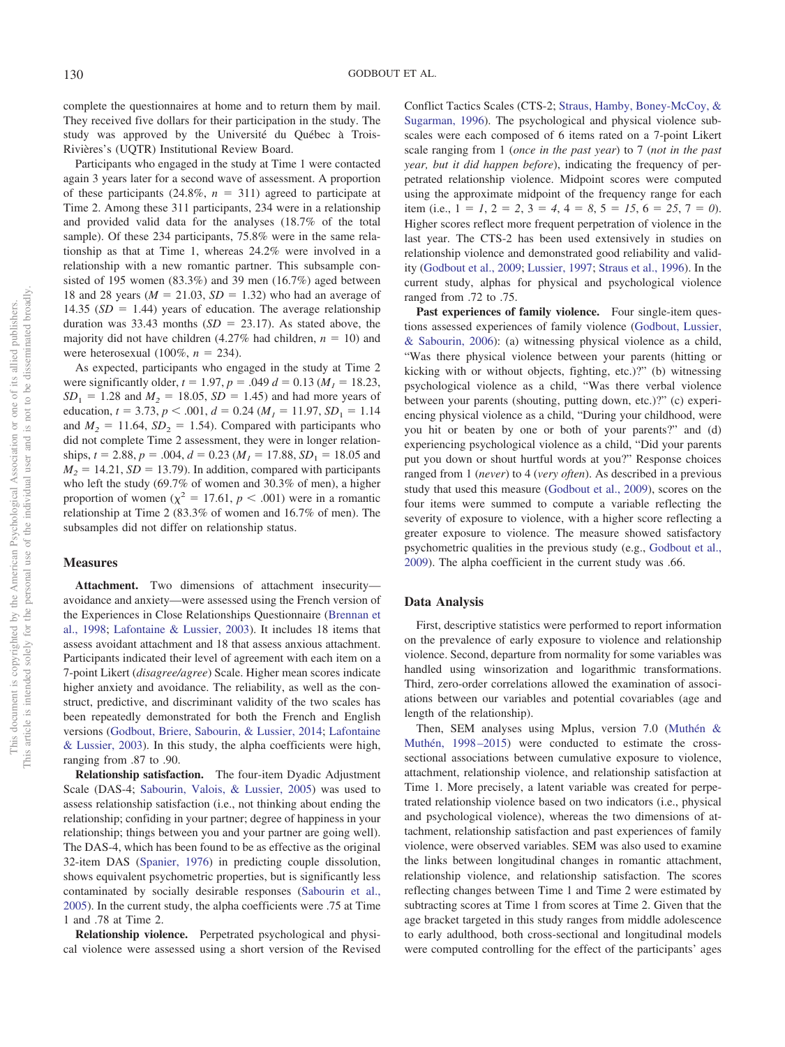complete the questionnaires at home and to return them by mail. They received five dollars for their participation in the study. The study was approved by the Université du Québec à Trois-Rivières's (UQTR) Institutional Review Board.

Participants who engaged in the study at Time 1 were contacted again 3 years later for a second wave of assessment. A proportion of these participants (24.8%, $n = 311$) agreed to participate at Time 2. Among these 311 participants, 234 were in a relationship and provided valid data for the analyses (18.7% of the total sample). Of these 234 participants, 75.8% were in the same relationship as that at Time 1, whereas 24.2% were involved in a relationship with a new romantic partner. This subsample consisted of 195 women (83.3%) and 39 men (16.7%) aged between 18 and 28 years ($M = 21.03$, $SD = 1.32$) who had an average of 14.35 ($SD = 1.44$) years of education. The average relationship duration was 33.43 months ($SD = 23.17$). As stated above, the majority did not have children (4.27% had children, $n = 10$) and were heterosexual (100%, $n = 234$).

As expected, participants who engaged in the study at Time 2 were significantly older, $t = 1.97$, $p = .049$ $d = 0.13$ ($M_1 = 18.23$, $SD_1 = 1.28$ and $M_2 = 18.05$, $SD = 1.45$) and had more years of education, $t = 3.73$, $p < .001$, $d = 0.24$ ($M_1 = 11.97$, $SD_1 = 1.14$ and $M_2 = 11.64$, $SD_2 = 1.54$). Compared with participants who did not complete Time 2 assessment, they were in longer relationships, $t = 2.88$, $p = .004$, $d = 0.23$ ($M_1 = 17.88$, $SD_1 = 18.05$ and $M_2 = 14.21$, $SD = 13.79$). In addition, compared with participants who left the study (69.7% of women and 30.3% of men), a higher proportion of women ($\chi^2 = 17.61$, $p < .001$) were in a romantic relationship at Time 2 (83.3% of women and 16.7% of men). The subsamples did not differ on relationship status.

## Measures

**Attachment.** Two dimensions of attachment insecurity—avoidance and anxiety—were assessed using the French version of the Experiences in Close Relationships Questionnaire (Brennan et al., 1998; Lafontaine & Lussier, 2003). It includes 18 items that assess avoidant attachment and 18 that assess anxious attachment. Participants indicated their level of agreement with each item on a 7-point Likert (*disagree/agree*) Scale. Higher mean scores indicate higher anxiety and avoidance. The reliability, as well as the construct, predictive, and discriminant validity of the two scales has been repeatedly demonstrated for both the French and English versions (Godbout, Briere, Sabourin, & Lussier, 2014; Lafontaine & Lussier, 2003). In this study, the alpha coefficients were high, ranging from .87 to .90.

**Relationship satisfaction.** The four-item Dyadic Adjustment Scale (DAS-4; Sabourin, Valois, & Lussier, 2005) was used to assess relationship satisfaction (i.e., not thinking about ending the relationship; confiding in your partner; degree of happiness in your relationship; things between you and your partner are going well). The DAS-4, which has been found to be as effective as the original 32-item DAS (Spanier, 1976) in predicting couple dissolution, shows equivalent psychometric properties, but is significantly less contaminated by socially desirable responses (Sabourin et al., 2005). In the current study, the alpha coefficients were .75 at Time 1 and .78 at Time 2.

**Relationship violence.** Perpetrated psychological and physical violence were assessed using a short version of the Revised Conflict Tactics Scales (CTS-2; Straus, Hamby, Boney-McCoy, & Sugarman, 1996). The psychological and physical violence subscales were each composed of 6 items rated on a 7-point Likert scale ranging from 1 (*once in the past year*) to 7 (*not in the past year, but it did happen before*), indicating the frequency of perpetrated relationship violence. Midpoint scores were computed using the approximate midpoint of the frequency range for each item (i.e., 1 = *1*, 2 = *2*, 3 = *4*, 4 = *8*, 5 = *15*, 6 = *25*, 7 = *0*). Higher scores reflect more frequent perpetration of violence in the last year. The CTS-2 has been used extensively in studies on relationship violence and demonstrated good reliability and validity (Godbout et al., 2009; Lussier, 1997; Straus et al., 1996). In the current study, alphas for physical and psychological violence ranged from .72 to .75.

**Past experiences of family violence.** Four single-item questions assessed experiences of family violence (Godbout, Lussier, & Sabourin, 2006): (a) witnessing physical violence as a child, "Was there physical violence between your parents (hitting or kicking with or without objects, fighting, etc.)?" (b) witnessing psychological violence as a child, "Was there verbal violence between your parents (shouting, putting down, etc.)?" (c) experiencing physical violence as a child, "During your childhood, were you hit or beaten by one or both of your parents?" and (d) experiencing psychological violence as a child, "Did your parents put you down or shout hurtful words at you?" Response choices ranged from 1 (*never*) to 4 (*very often*). As described in a previous study that used this measure (Godbout et al., 2009), scores on the four items were summed to compute a variable reflecting the severity of exposure to violence, with a higher score reflecting a greater exposure to violence. The measure showed satisfactory psychometric qualities in the previous study (e.g., Godbout et al., 2009). The alpha coefficient in the current study was .66.

## Data Analysis

First, descriptive statistics were performed to report information on the prevalence of early exposure to violence and relationship violence. Second, departure from normality for some variables was handled using winsorization and logarithmic transformations. Third, zero-order correlations allowed the examination of associations between our variables and potential covariables (age and length of the relationship).

Then, SEM analyses using Mplus, version 7.0 (Muthén & Muthén, 1998–2015) were conducted to estimate the cross-sectional associations between cumulative exposure to violence, attachment, relationship violence, and relationship satisfaction at Time 1. More precisely, a latent variable was created for perpetrated relationship violence based on two indicators (i.e., physical and psychological violence), whereas the two dimensions of attachment, relationship satisfaction and past experiences of family violence, were observed variables. SEM was also used to examine the links between longitudinal changes in romantic attachment, relationship violence, and relationship satisfaction. The scores reflecting changes between Time 1 and Time 2 were estimated by subtracting scores at Time 1 from scores at Time 2. Given that the age bracket targeted in this study ranges from middle adolescence to early adulthood, both cross-sectional and longitudinal models were computed controlling for the effect of the participants' ages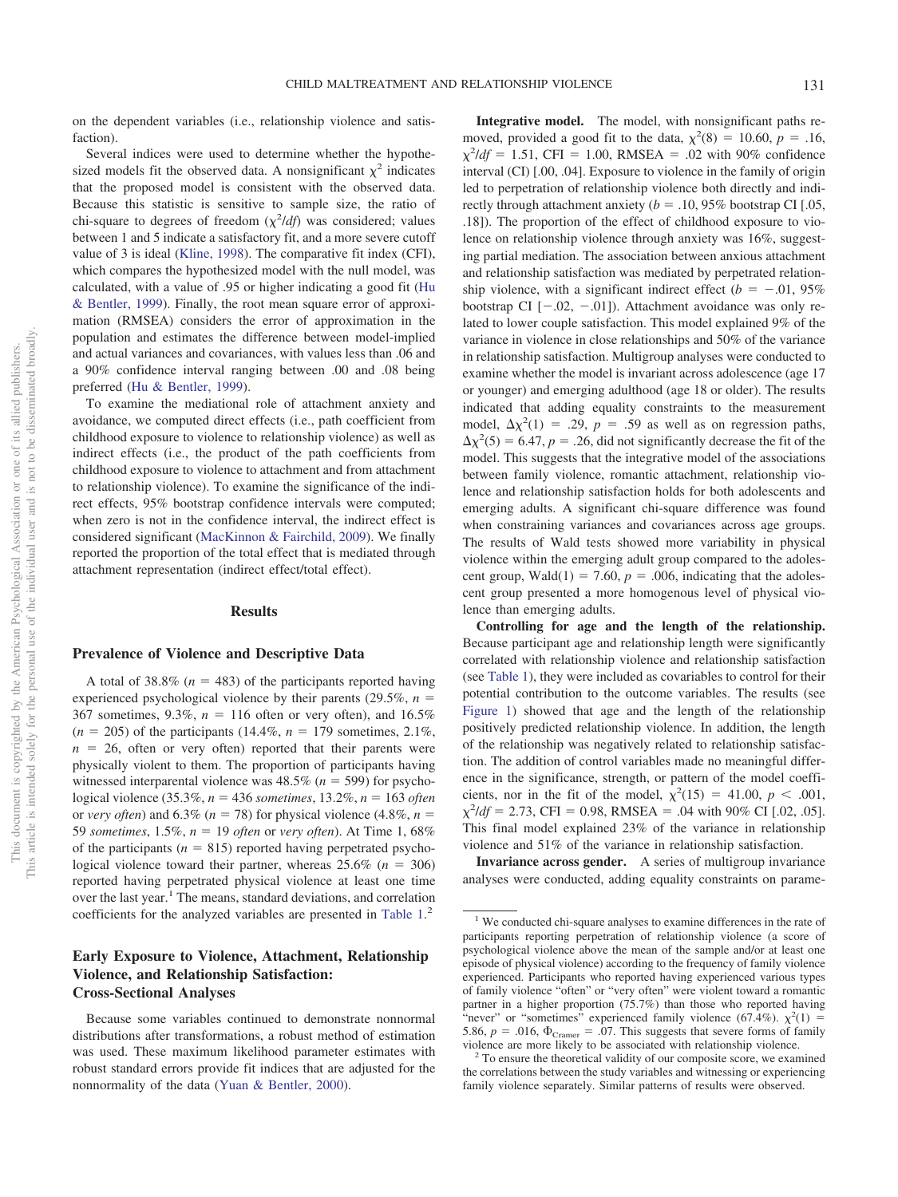on the dependent variables (i.e., relationship violence and satisfaction).

Several indices were used to determine whether the hypothesized models fit the observed data. A nonsignificant $\chi^2$ indicates that the proposed model is consistent with the observed data. Because this statistic is sensitive to sample size, the ratio of chi-square to degrees of freedom ($\chi^2/df$) was considered; values between 1 and 5 indicate a satisfactory fit, and a more severe cutoff value of 3 is ideal (Kline, 1998). The comparative fit index (CFI), which compares the hypothesized model with the null model, was calculated, with a value of .95 or higher indicating a good fit (Hu & Bentler, 1999). Finally, the root mean square error of approximation (RMSEA) considers the error of approximation in the population and estimates the difference between model-implied and actual variances and covariances, with values less than .06 and a 90% confidence interval ranging between .00 and .08 being preferred (Hu & Bentler, 1999).

To examine the mediational role of attachment anxiety and avoidance, we computed direct effects (i.e., path coefficient from childhood exposure to violence to relationship violence) as well as indirect effects (i.e., the product of the path coefficients from childhood exposure to violence to attachment and from attachment to relationship violence). To examine the significance of the indirect effects, 95% bootstrap confidence intervals were computed; when zero is not in the confidence interval, the indirect effect is considered significant (MacKinnon & Fairchild, 2009). We finally reported the proportion of the total effect that is mediated through attachment representation (indirect effect/total effect).

## Results

### Prevalence of Violence and Descriptive Data

A total of 38.8% ($n$ = 483) of the participants reported having experienced psychological violence by their parents (29.5%, $n$ = 367 sometimes, 9.3%, $n$ = 116 often or very often), and 16.5% ($n$ = 205) of the participants (14.4%, $n$ = 179 sometimes, 2.1%, $n$ = 26, often or very often) reported that their parents were physically violent to them. The proportion of participants having witnessed interparental violence was 48.5% ($n$ = 599) for psychological violence (35.3%, $n$ = 436 *sometimes*, 13.2%, $n$ = 163 *often* or *very often*) and 6.3% ($n$ = 78) for physical violence (4.8%, $n$ = 59 *sometimes*, 1.5%, $n$ = 19 *often* or *very often*). At Time 1, 68% of the participants ($n$ = 815) reported having perpetrated psychological violence toward their partner, whereas 25.6% ($n$ = 306) reported having perpetrated physical violence at least one time over the last year.[1] The means, standard deviations, and correlation coefficients for the analyzed variables are presented in Table 1.[2]

### Early Exposure to Violence, Attachment, Relationship Violence, and Relationship Satisfaction: Cross-Sectional Analyses

Because some variables continued to demonstrate nonnormal distributions after transformations, a robust method of estimation was used. These maximum likelihood parameter estimates with robust standard errors provide fit indices that are adjusted for the nonnormality of the data (Yuan & Bentler, 2000).

**Integrative model.** The model, with nonsignificant paths removed, provided a good fit to the data, $\chi^2(8) = 10.60$, $p = .16$, $\chi^2/df = 1.51$, CFI = 1.00, RMSEA = .02 with 90% confidence interval (CI) [.00, .04]. Exposure to violence in the family of origin led to perpetration of relationship violence both directly and indirectly through attachment anxiety ($b = .10$, 95% bootstrap CI [.05, .18]). The proportion of the effect of childhood exposure to violence on relationship violence through anxiety was 16%, suggesting partial mediation. The association between anxious attachment and relationship satisfaction was mediated by perpetrated relationship violence, with a significant indirect effect ($b = -.01$, 95% bootstrap CI [$-.02$, $-.01$]). Attachment avoidance was only related to lower couple satisfaction. This model explained 9% of the variance in violence in close relationships and 50% of the variance in relationship satisfaction. Multigroup analyses were conducted to examine whether the model is invariant across adolescence (age 17 or younger) and emerging adulthood (age 18 or older). The results indicated that adding equality constraints to the measurement model, $\Delta\chi^2(1) = .29$, $p = .59$ as well as on regression paths, $\Delta\chi^2(5) = 6.47$, $p = .26$, did not significantly decrease the fit of the model. This suggests that the integrative model of the associations between family violence, romantic attachment, relationship violence and relationship satisfaction holds for both adolescents and emerging adults. A significant chi-square difference was found when constraining variances and covariances across age groups. The results of Wald tests showed more variability in physical violence within the emerging adult group compared to the adolescent group, Wald(1) = 7.60, $p = .006$, indicating that the adolescent group presented a more homogenous level of physical violence than emerging adults.

**Controlling for age and the length of the relationship.** Because participant age and relationship length were significantly correlated with relationship violence and relationship satisfaction (see Table 1), they were included as covariables to control for their potential contribution to the outcome variables. The results (see Figure 1) showed that age and the length of the relationship positively predicted relationship violence. In addition, the length of the relationship was negatively related to relationship satisfaction. The addition of control variables made no meaningful difference in the significance, strength, or pattern of the model coefficients, nor in the fit of the model, $\chi^2(15) = 41.00$, $p < .001$, $\chi^2/df = 2.73$, CFI = 0.98, RMSEA = .04 with 90% CI [.02, .05]. This final model explained 23% of the variance in relationship violence and 51% of the variance in relationship satisfaction.

**Invariance across gender.** A series of multigroup invariance analyses were conducted, adding equality constraints on parame-

---

[1] We conducted chi-square analyses to examine differences in the rate of participants reporting perpetration of relationship violence (a score of psychological violence above the mean of the sample and/or at least one episode of physical violence) according to the frequency of family violence experienced. Participants who reported having experienced various types of family violence "often" or "very often" were violent toward a romantic partner in a higher proportion (75.7%) than those who reported having "never" or "sometimes" experienced family violence (67.4%). $\chi^2(1) = 5.86$, $p = .016$, $\Phi_{Cramer} = .07$. This suggests that severe forms of family violence are more likely to be associated with relationship violence.

[2] To ensure the theoretical validity of our composite score, we examined the correlations between the study variables and witnessing or experiencing family violence separately. Similar patterns of results were observed.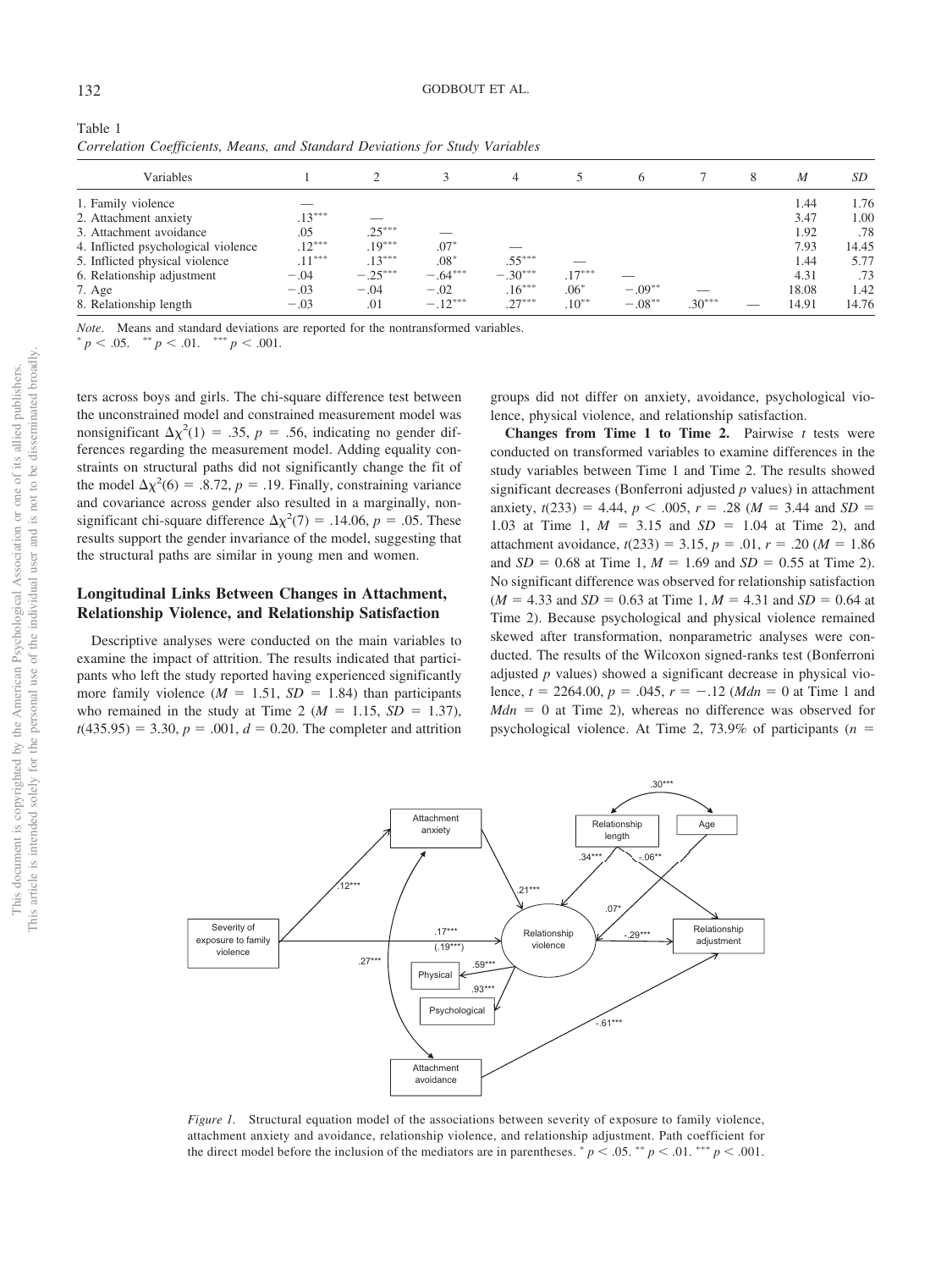Table 1
*Correlation Coefficients, Means, and Standard Deviations for Study Variables*

| Variables | 1 | 2 | 3 | 4 | 5 | 6 | 7 | 8 | $M$ | $SD$ |
|---|---|---|---|---|---|---|---|---|---|---|
| 1. Family violence | — | | | | | | | | 1.44 | 1.76 |
| 2. Attachment anxiety | .13*** | — | | | | | | | 3.47 | 1.00 |
| 3. Attachment avoidance | .05 | .25*** | — | | | | | | 1.92 | .78 |
| 4. Inflicted psychological violence | .12*** | .19*** | .07* | — | | | | | 7.93 | 14.45 |
| 5. Inflicted physical violence | .11*** | .13*** | .08* | .55*** | — | | | | 1.44 | 5.77 |
| 6. Relationship adjustment | −.04 | −.25*** | −.64*** | −.30*** | .17*** | — | | | 4.31 | .73 |
| 7. Age | −.03 | −.04 | −.02 | .16*** | .06* | −.09** | — | | 18.08 | 1.42 |
| 8. Relationship length | −.03 | .01 | −.12*** | .27*** | .10** | −.08** | .30*** | — | 14.91 | 14.76 |

*Note*. Means and standard deviations are reported for the nontransformed variables.
* $p < .05$. ** $p < .01$. *** $p < .001$.

ters across boys and girls. The chi-square difference test between the unconstrained model and constrained measurement model was nonsignificant $\Delta\chi^2(1) = .35$, $p = .56$, indicating no gender differences regarding the measurement model. Adding equality constraints on structural paths did not significantly change the fit of the model $\Delta\chi^2(6) = .8.72$, $p = .19$. Finally, constraining variance and covariance across gender also resulted in a marginally, nonsignificant chi-square difference $\Delta\chi^2(7) = .14.06$, $p = .05$. These results support the gender invariance of the model, suggesting that the structural paths are similar in young men and women.

## Longitudinal Links Between Changes in Attachment, Relationship Violence, and Relationship Satisfaction

Descriptive analyses were conducted on the main variables to examine the impact of attrition. The results indicated that participants who left the study reported having experienced significantly more family violence ($M = 1.51$, $SD = 1.84$) than participants who remained in the study at Time 2 ($M = 1.15$, $SD = 1.37$), $t(435.95) = 3.30$, $p = .001$, $d = 0.20$. The completer and attrition groups did not differ on anxiety, avoidance, psychological violence, physical violence, and relationship satisfaction.

**Changes from Time 1 to Time 2.** Pairwise $t$ tests were conducted on transformed variables to examine differences in the study variables between Time 1 and Time 2. The results showed significant decreases (Bonferroni adjusted $p$ values) in attachment anxiety, $t(233) = 4.44$, $p < .005$, $r = .28$ ($M = 3.44$ and $SD = 1.03$ at Time 1, $M = 3.15$ and $SD = 1.04$ at Time 2), and attachment avoidance, $t(233) = 3.15$, $p = .01$, $r = .20$ ($M = 1.86$ and $SD = 0.68$ at Time 1, $M = 1.69$ and $SD = 0.55$ at Time 2). No significant difference was observed for relationship satisfaction ($M = 4.33$ and $SD = 0.63$ at Time 1, $M = 4.31$ and $SD = 0.64$ at Time 2). Because psychological and physical violence remained skewed after transformation, nonparametric analyses were conducted. The results of the Wilcoxon signed-ranks test (Bonferroni adjusted $p$ values) showed a significant decrease in physical violence, $t = 2264.00$, $p = .045$, $r = -.12$ ($Mdn = 0$ at Time 1 and $Mdn = 0$ at Time 2), whereas no difference was observed for psychological violence. At Time 2, 73.9% of participants ($n =$

*Figure 1.* Structural equation model of the associations between severity of exposure to family violence, attachment anxiety and avoidance, relationship violence, and relationship adjustment. Path coefficient for the direct model before the inclusion of the mediators are in parentheses. * $p < .05$. ** $p < .01$. *** $p < .001$.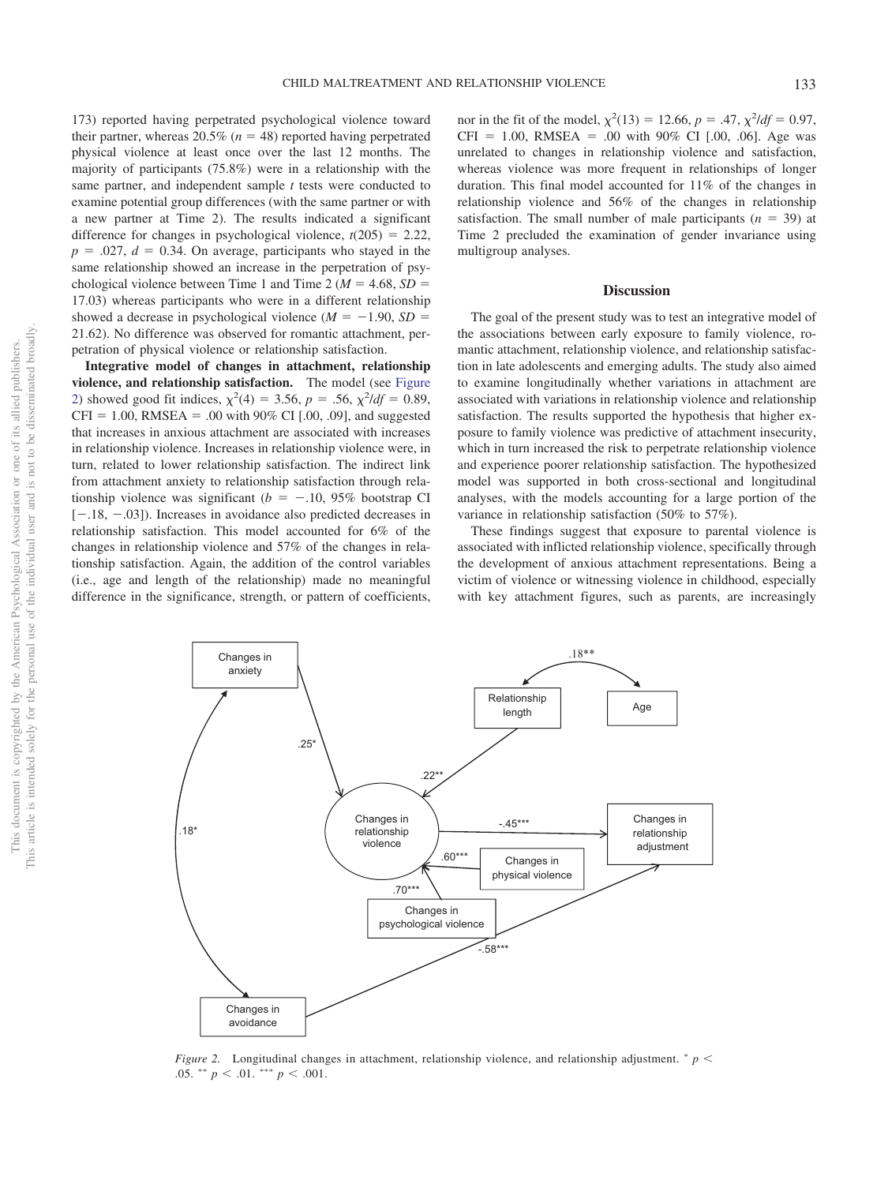173) reported having perpetrated psychological violence toward their partner, whereas 20.5% ($n$ = 48) reported having perpetrated physical violence at least once over the last 12 months. The majority of participants (75.8%) were in a relationship with the same partner, and independent sample $t$ tests were conducted to examine potential group differences (with the same partner or with a new partner at Time 2). The results indicated a significant difference for changes in psychological violence, $t(205) = 2.22$, $p = .027$, $d = 0.34$. On average, participants who stayed in the same relationship showed an increase in the perpetration of psychological violence between Time 1 and Time 2 ($M = 4.68$, $SD = 17.03$) whereas participants who were in a different relationship showed a decrease in psychological violence ($M = -1.90$, $SD = 21.62$). No difference was observed for romantic attachment, perpetration of physical violence or relationship satisfaction.

**Integrative model of changes in attachment, relationship violence, and relationship satisfaction.** The model (see Figure 2) showed good fit indices, $\chi^2(4) = 3.56$, $p = .56$, $\chi^2/df = 0.89$, CFI = 1.00, RMSEA = .00 with 90% CI [.00, .09], and suggested that increases in anxious attachment are associated with increases in relationship violence. Increases in relationship violence were, in turn, related to lower relationship satisfaction. The indirect link from attachment anxiety to relationship satisfaction through relationship violence was significant ($b = -.10$, 95% bootstrap CI [−.18, −.03]). Increases in avoidance also predicted decreases in relationship satisfaction. This model accounted for 6% of the changes in relationship violence and 57% of the changes in relationship satisfaction. Again, the addition of the control variables (i.e., age and length of the relationship) made no meaningful difference in the significance, strength, or pattern of coefficients, nor in the fit of the model, $\chi^2(13) = 12.66$, $p = .47$, $\chi^2/df = 0.97$, CFI = 1.00, RMSEA = .00 with 90% CI [.00, .06]. Age was unrelated to changes in relationship violence and satisfaction, whereas violence was more frequent in relationships of longer duration. This final model accounted for 11% of the changes in relationship violence and 56% of the changes in relationship satisfaction. The small number of male participants ($n$ = 39) at Time 2 precluded the examination of gender invariance using multigroup analyses.

## Discussion

The goal of the present study was to test an integrative model of the associations between early exposure to family violence, romantic attachment, relationship violence, and relationship satisfaction in late adolescents and emerging adults. The study also aimed to examine longitudinally whether variations in attachment are associated with variations in relationship violence and relationship satisfaction. The results supported the hypothesis that higher exposure to family violence was predictive of attachment insecurity, which in turn increased the risk to perpetrate relationship violence and experience poorer relationship satisfaction. The hypothesized model was supported in both cross-sectional and longitudinal analyses, with the models accounting for a large portion of the variance in relationship satisfaction (50% to 57%).

These findings suggest that exposure to parental violence is associated with inflicted relationship violence, specifically through the development of anxious attachment representations. Being a victim of violence or witnessing violence in childhood, especially with key attachment figures, such as parents, are increasingly

*Figure 2.* Longitudinal changes in attachment, relationship violence, and relationship adjustment. * $p < .05$. ** $p < .01$. *** $p < .001$.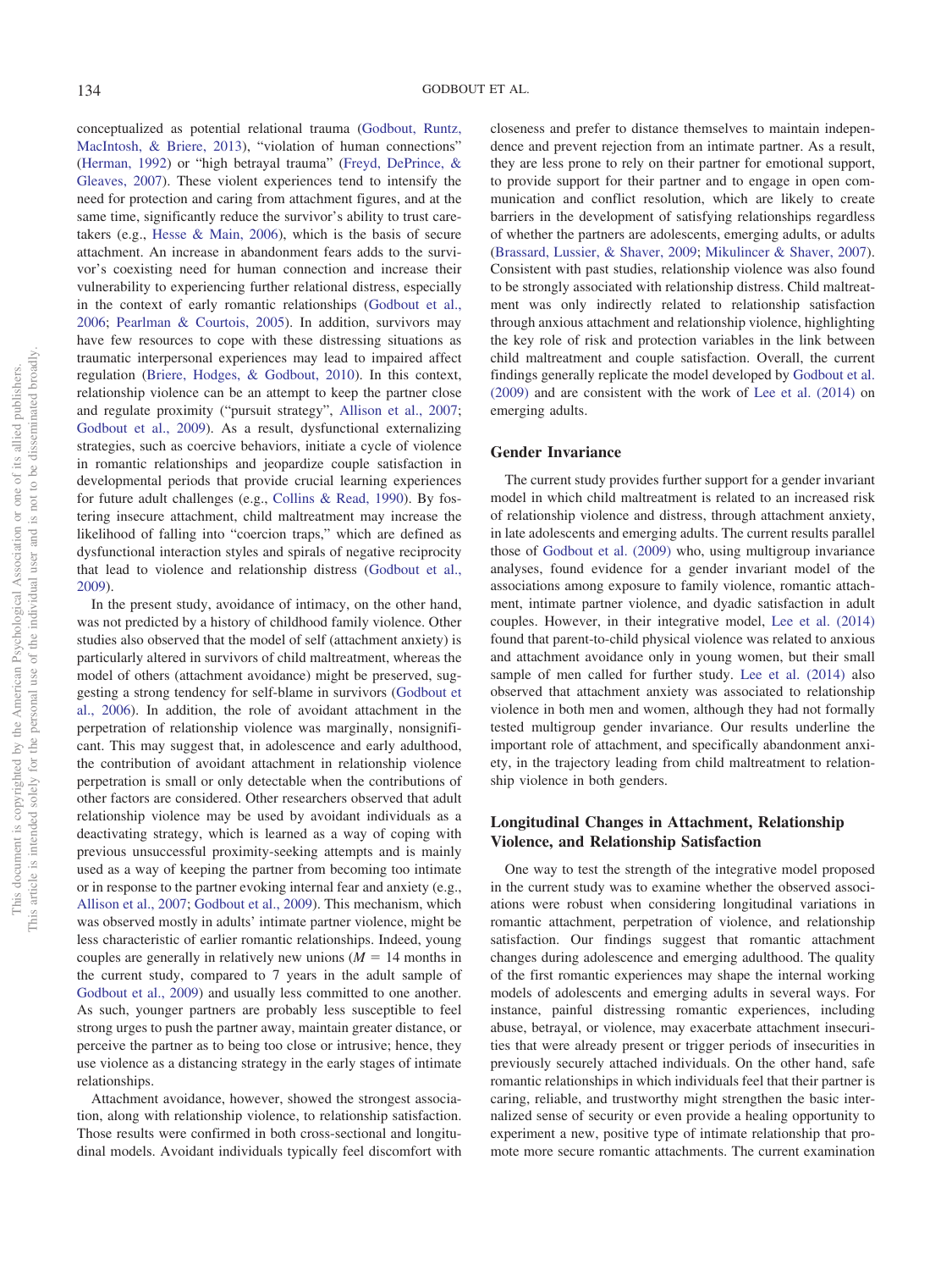conceptualized as potential relational trauma (Godbout, Runtz, MacIntosh, & Briere, 2013), "violation of human connections" (Herman, 1992) or "high betrayal trauma" (Freyd, DePrince, & Gleaves, 2007). These violent experiences tend to intensify the need for protection and caring from attachment figures, and at the same time, significantly reduce the survivor's ability to trust caretakers (e.g., Hesse & Main, 2006), which is the basis of secure attachment. An increase in abandonment fears adds to the survivor's coexisting need for human connection and increase their vulnerability to experiencing further relational distress, especially in the context of early romantic relationships (Godbout et al., 2006; Pearlman & Courtois, 2005). In addition, survivors may have few resources to cope with these distressing situations as traumatic interpersonal experiences may lead to impaired affect regulation (Briere, Hodges, & Godbout, 2010). In this context, relationship violence can be an attempt to keep the partner close and regulate proximity ("pursuit strategy", Allison et al., 2007; Godbout et al., 2009). As a result, dysfunctional externalizing strategies, such as coercive behaviors, initiate a cycle of violence in romantic relationships and jeopardize couple satisfaction in developmental periods that provide crucial learning experiences for future adult challenges (e.g., Collins & Read, 1990). By fostering insecure attachment, child maltreatment may increase the likelihood of falling into "coercion traps," which are defined as dysfunctional interaction styles and spirals of negative reciprocity that lead to violence and relationship distress (Godbout et al., 2009).

In the present study, avoidance of intimacy, on the other hand, was not predicted by a history of childhood family violence. Other studies also observed that the model of self (attachment anxiety) is particularly altered in survivors of child maltreatment, whereas the model of others (attachment avoidance) might be preserved, suggesting a strong tendency for self-blame in survivors (Godbout et al., 2006). In addition, the role of avoidant attachment in the perpetration of relationship violence was marginally, nonsignificant. This may suggest that, in adolescence and early adulthood, the contribution of avoidant attachment in relationship violence perpetration is small or only detectable when the contributions of other factors are considered. Other researchers observed that adult relationship violence may be used by avoidant individuals as a deactivating strategy, which is learned as a way of coping with previous unsuccessful proximity-seeking attempts and is mainly used as a way of keeping the partner from becoming too intimate or in response to the partner evoking internal fear and anxiety (e.g., Allison et al., 2007; Godbout et al., 2009). This mechanism, which was observed mostly in adults' intimate partner violence, might be less characteristic of earlier romantic relationships. Indeed, young couples are generally in relatively new unions ($M$ = 14 months in the current study, compared to 7 years in the adult sample of Godbout et al., 2009) and usually less committed to one another. As such, younger partners are probably less susceptible to feel strong urges to push the partner away, maintain greater distance, or perceive the partner as to being too close or intrusive; hence, they use violence as a distancing strategy in the early stages of intimate relationships.

Attachment avoidance, however, showed the strongest association, along with relationship violence, to relationship satisfaction. Those results were confirmed in both cross-sectional and longitudinal models. Avoidant individuals typically feel discomfort with closeness and prefer to distance themselves to maintain independence and prevent rejection from an intimate partner. As a result, they are less prone to rely on their partner for emotional support, to provide support for their partner and to engage in open communication and conflict resolution, which are likely to create barriers in the development of satisfying relationships regardless of whether the partners are adolescents, emerging adults, or adults (Brassard, Lussier, & Shaver, 2009; Mikulincer & Shaver, 2007). Consistent with past studies, relationship violence was also found to be strongly associated with relationship distress. Child maltreatment was only indirectly related to relationship satisfaction through anxious attachment and relationship violence, highlighting the key role of risk and protection variables in the link between child maltreatment and couple satisfaction. Overall, the current findings generally replicate the model developed by Godbout et al. (2009) and are consistent with the work of Lee et al. (2014) on emerging adults.

## Gender Invariance

The current study provides further support for a gender invariant model in which child maltreatment is related to an increased risk of relationship violence and distress, through attachment anxiety, in late adolescents and emerging adults. The current results parallel those of Godbout et al. (2009) who, using multigroup invariance analyses, found evidence for a gender invariant model of the associations among exposure to family violence, romantic attachment, intimate partner violence, and dyadic satisfaction in adult couples. However, in their integrative model, Lee et al. (2014) found that parent-to-child physical violence was related to anxious and attachment avoidance only in young women, but their small sample of men called for further study. Lee et al. (2014) also observed that attachment anxiety was associated to relationship violence in both men and women, although they had not formally tested multigroup gender invariance. Our results underline the important role of attachment, and specifically abandonment anxiety, in the trajectory leading from child maltreatment to relationship violence in both genders.

## Longitudinal Changes in Attachment, Relationship Violence, and Relationship Satisfaction

One way to test the strength of the integrative model proposed in the current study was to examine whether the observed associations were robust when considering longitudinal variations in romantic attachment, perpetration of violence, and relationship satisfaction. Our findings suggest that romantic attachment changes during adolescence and emerging adulthood. The quality of the first romantic experiences may shape the internal working models of adolescents and emerging adults in several ways. For instance, painful distressing romantic experiences, including abuse, betrayal, or violence, may exacerbate attachment insecurities that were already present or trigger periods of insecurities in previously securely attached individuals. On the other hand, safe romantic relationships in which individuals feel that their partner is caring, reliable, and trustworthy might strengthen the basic internalized sense of security or even provide a healing opportunity to experiment a new, positive type of intimate relationship that promote more secure romantic attachments. The current examination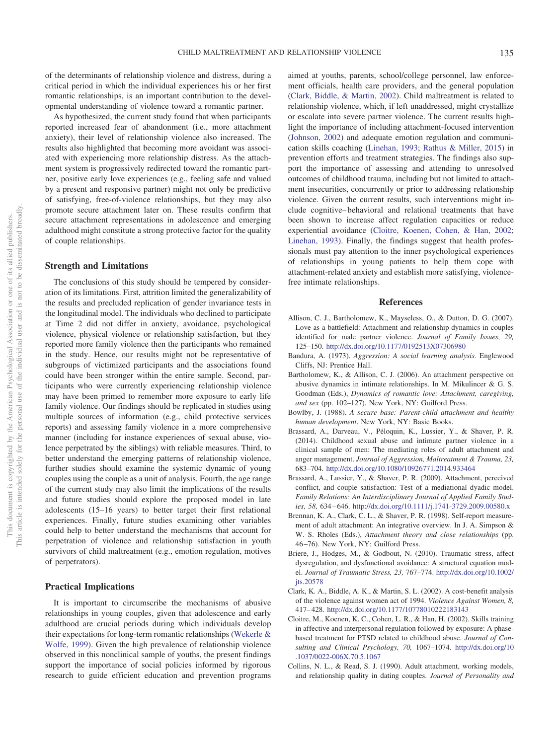of the determinants of relationship violence and distress, during a critical period in which the individual experiences his or her first romantic relationships, is an important contribution to the developmental understanding of violence toward a romantic partner.

As hypothesized, the current study found that when participants reported increased fear of abandonment (i.e., more attachment anxiety), their level of relationship violence also increased. The results also highlighted that becoming more avoidant was associated with experiencing more relationship distress. As the attachment system is progressively redirected toward the romantic partner, positive early love experiences (e.g., feeling safe and valued by a present and responsive partner) might not only be predictive of satisfying, free-of-violence relationships, but they may also promote secure attachment later on. These results confirm that secure attachment representations in adolescence and emerging adulthood might constitute a strong protective factor for the quality of couple relationships.

### Strength and Limitations

The conclusions of this study should be tempered by consideration of its limitations. First, attrition limited the generalizability of the results and precluded replication of gender invariance tests in the longitudinal model. The individuals who declined to participate at Time 2 did not differ in anxiety, avoidance, psychological violence, physical violence or relationship satisfaction, but they reported more family violence then the participants who remained in the study. Hence, our results might not be representative of subgroups of victimized participants and the associations found could have been stronger within the entire sample. Second, participants who were currently experiencing relationship violence may have been primed to remember more exposure to early life family violence. Our findings should be replicated in studies using multiple sources of information (e.g., child protective services reports) and assessing family violence in a more comprehensive manner (including for instance experiences of sexual abuse, violence perpetrated by the siblings) with reliable measures. Third, to better understand the emerging patterns of relationship violence, further studies should examine the systemic dynamic of young couples using the couple as a unit of analysis. Fourth, the age range of the current study may also limit the implications of the results and future studies should explore the proposed model in late adolescents (15–16 years) to better target their first relational experiences. Finally, future studies examining other variables could help to better understand the mechanisms that account for perpetration of violence and relationship satisfaction in youth survivors of child maltreatment (e.g., emotion regulation, motives of perpetrators).

### Practical Implications

It is important to circumscribe the mechanisms of abusive relationships in young couples, given that adolescence and early adulthood are crucial periods during which individuals develop their expectations for long-term romantic relationships (Wekerle & Wolfe, 1999). Given the high prevalence of relationship violence observed in this nonclinical sample of youths, the present findings support the importance of social policies informed by rigorous research to guide efficient education and prevention programs aimed at youths, parents, school/college personnel, law enforcement officials, health care providers, and the general population (Clark, Biddle, & Martin, 2002). Child maltreatment is related to relationship violence, which, if left unaddressed, might crystallize or escalate into severe partner violence. The current results highlight the importance of including attachment-focused intervention (Johnson, 2002) and adequate emotion regulation and communication skills coaching (Linehan, 1993; Rathus & Miller, 2015) in prevention efforts and treatment strategies. The findings also support the importance of assessing and attending to unresolved outcomes of childhood trauma, including but not limited to attachment insecurities, concurrently or prior to addressing relationship violence. Given the current results, such interventions might include cognitive–behavioral and relational treatments that have been shown to increase affect regulation capacities or reduce experiential avoidance (Cloitre, Koenen, Cohen, & Han, 2002; Linehan, 1993). Finally, the findings suggest that health professionals must pay attention to the inner psychological experiences of relationships in young patients to help them cope with attachment-related anxiety and establish more satisfying, violence-free intimate relationships.

## References

Allison, C. J., Bartholomew, K., Mayseless, O., & Dutton, D. G. (2007). Love as a battlefield: Attachment and relationship dynamics in couples identified for male partner violence. *Journal of Family Issues, 29,* 125–150. http://dx.doi.org/10.1177/0192513X07306980

Bandura, A. (1973). *Aggression: A social learning analysis*. Englewood Cliffs, NJ: Prentice Hall.

Bartholomew, K., & Allison, C. J. (2006). An attachment perspective on abusive dynamics in intimate relationships. In M. Mikulincer & G. S. Goodman (Eds.), *Dynamics of romantic love: Attachment, caregiving, and sex* (pp. 102–127). New York, NY: Guilford Press.

Bowlby, J. (1988). *A secure base: Parent-child attachment and healthy human development*. New York, NY: Basic Books.

Brassard, A., Darveau, V., Péloquin, K., Lussier, Y., & Shaver, P. R. (2014). Childhood sexual abuse and intimate partner violence in a clinical sample of men: The mediating roles of adult attachment and anger management. *Journal of Aggression, Maltreatment & Trauma, 23,* 683–704. http://dx.doi.org/10.1080/10926771.2014.933464

Brassard, A., Lussier, Y., & Shaver, P. R. (2009). Attachment, perceived conflict, and couple satisfaction: Test of a mediational dyadic model. *Family Relations: An Interdisciplinary Journal of Applied Family Studies, 58,* 634–646. http://dx.doi.org/10.1111/j.1741-3729.2009.00580.x

Brennan, K. A., Clark, C. L., & Shaver, P. R. (1998). Self-report measurement of adult attachment: An integrative overview. In J. A. Simpson & W. S. Rholes (Eds.), *Attachment theory and close relationships* (pp. 46–76). New York, NY: Guilford Press.

Briere, J., Hodges, M., & Godbout, N. (2010). Traumatic stress, affect dysregulation, and dysfunctional avoidance: A structural equation model. *Journal of Traumatic Stress, 23,* 767–774. http://dx.doi.org/10.1002/jts.20578

Clark, K. A., Biddle, A. K., & Martin, S. L. (2002). A cost-benefit analysis of the violence against women act of 1994. *Violence Against Women, 8,* 417–428. http://dx.doi.org/10.1177/10778010222183143

Cloitre, M., Koenen, K. C., Cohen, L. R., & Han, H. (2002). Skills training in affective and interpersonal regulation followed by exposure: A phase-based treatment for PTSD related to childhood abuse. *Journal of Consulting and Clinical Psychology, 70,* 1067–1074. http://dx.doi.org/10.1037/0022-006X.70.5.1067

Collins, N. L., & Read, S. J. (1990). Adult attachment, working models, and relationship quality in dating couples. *Journal of Personality and*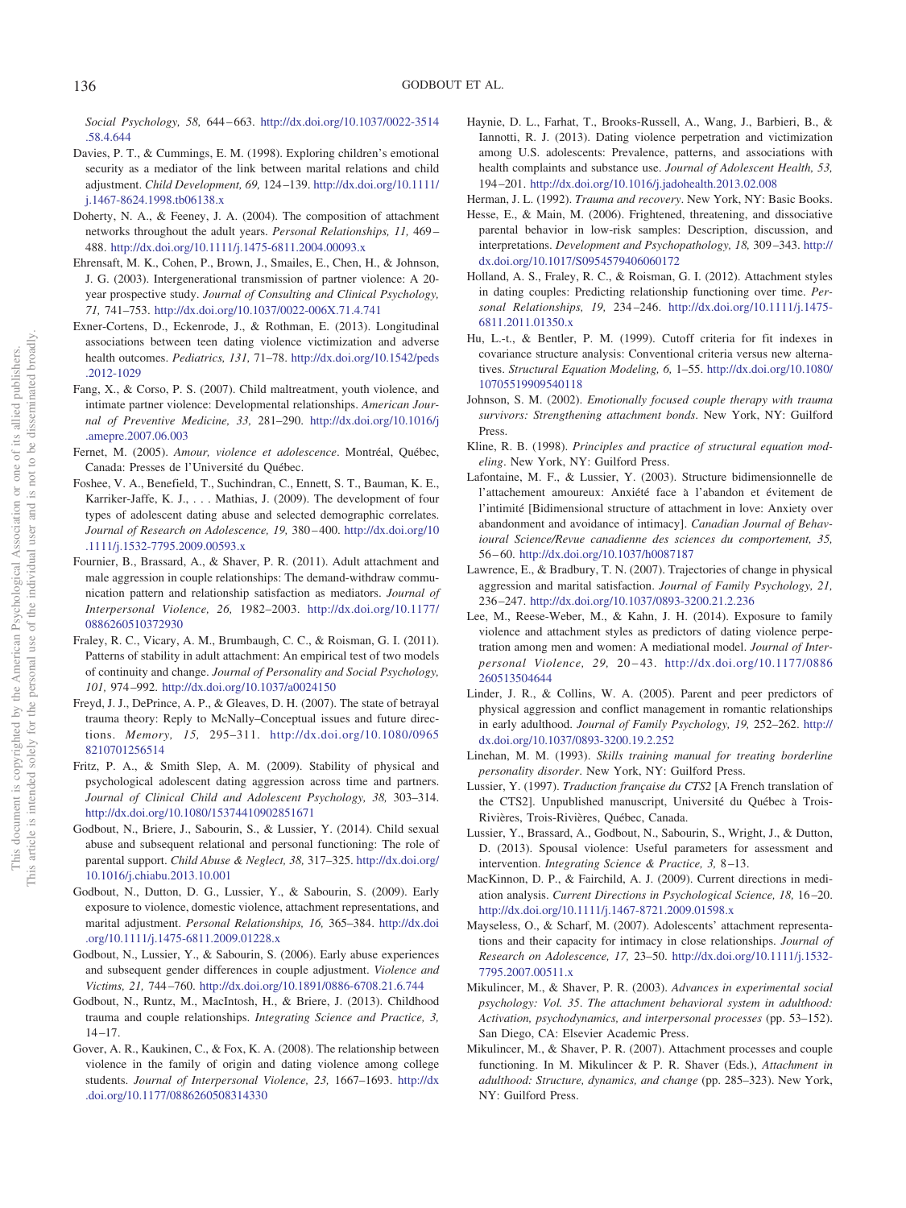*Social Psychology, 58,* 644–663. http://dx.doi.org/10.1037/0022-3514.58.4.644

Davies, P. T., & Cummings, E. M. (1998). Exploring children's emotional security as a mediator of the link between marital relations and child adjustment. *Child Development, 69,* 124–139. http://dx.doi.org/10.1111/j.1467-8624.1998.tb06138.x

Doherty, N. A., & Feeney, J. A. (2004). The composition of attachment networks throughout the adult years. *Personal Relationships, 11,* 469–488. http://dx.doi.org/10.1111/j.1475-6811.2004.00093.x

Ehrensaft, M. K., Cohen, P., Brown, J., Smailes, E., Chen, H., & Johnson, J. G. (2003). Intergenerational transmission of partner violence: A 20-year prospective study. *Journal of Consulting and Clinical Psychology, 71,* 741–753. http://dx.doi.org/10.1037/0022-006X.71.4.741

Exner-Cortens, D., Eckenrode, J., & Rothman, E. (2013). Longitudinal associations between teen dating violence victimization and adverse health outcomes. *Pediatrics, 131,* 71–78. http://dx.doi.org/10.1542/peds.2012-1029

Fang, X., & Corso, P. S. (2007). Child maltreatment, youth violence, and intimate partner violence: Developmental relationships. *American Journal of Preventive Medicine, 33,* 281–290. http://dx.doi.org/10.1016/j.amepre.2007.06.003

Fernet, M. (2005). *Amour, violence et adolescence*. Montréal, Québec, Canada: Presses de l'Université du Québec.

Foshee, V. A., Benefield, T., Suchindran, C., Ennett, S. T., Bauman, K. E., Karriker-Jaffe, K. J., . . . Mathias, J. (2009). The development of four types of adolescent dating abuse and selected demographic correlates. *Journal of Research on Adolescence, 19,* 380–400. http://dx.doi.org/10.1111/j.1532-7795.2009.00593.x

Fournier, B., Brassard, A., & Shaver, P. R. (2011). Adult attachment and male aggression in couple relationships: The demand-withdraw communication pattern and relationship satisfaction as mediators. *Journal of Interpersonal Violence, 26,* 1982–2003. http://dx.doi.org/10.1177/0886260510372930

Fraley, R. C., Vicary, A. M., Brumbaugh, C. C., & Roisman, G. I. (2011). Patterns of stability in adult attachment: An empirical test of two models of continuity and change. *Journal of Personality and Social Psychology, 101,* 974–992. http://dx.doi.org/10.1037/a0024150

Freyd, J. J., DePrince, A. P., & Gleaves, D. H. (2007). The state of betrayal trauma theory: Reply to McNally–Conceptual issues and future directions. *Memory, 15,* 295–311. http://dx.doi.org/10.1080/09658210701256514

Fritz, P. A., & Smith Slep, A. M. (2009). Stability of physical and psychological adolescent dating aggression across time and partners. *Journal of Clinical Child and Adolescent Psychology, 38,* 303–314. http://dx.doi.org/10.1080/15374410902851671

Godbout, N., Briere, J., Sabourin, S., & Lussier, Y. (2014). Child sexual abuse and subsequent relational and personal functioning: The role of parental support. *Child Abuse & Neglect, 38,* 317–325. http://dx.doi.org/10.1016/j.chiabu.2013.10.001

Godbout, N., Dutton, D. G., Lussier, Y., & Sabourin, S. (2009). Early exposure to violence, domestic violence, attachment representations, and marital adjustment. *Personal Relationships, 16,* 365–384. http://dx.doi.org/10.1111/j.1475-6811.2009.01228.x

Godbout, N., Lussier, Y., & Sabourin, S. (2006). Early abuse experiences and subsequent gender differences in couple adjustment. *Violence and Victims, 21,* 744–760. http://dx.doi.org/10.1891/0886-6708.21.6.744

Godbout, N., Runtz, M., MacIntosh, H., & Briere, J. (2013). Childhood trauma and couple relationships. *Integrating Science and Practice, 3,* 14–17.

Gover, A. R., Kaukinen, C., & Fox, K. A. (2008). The relationship between violence in the family of origin and dating violence among college students. *Journal of Interpersonal Violence, 23,* 1667–1693. http://dx.doi.org/10.1177/0886260508314330

Haynie, D. L., Farhat, T., Brooks-Russell, A., Wang, J., Barbieri, B., & Iannotti, R. J. (2013). Dating violence perpetration and victimization among U.S. adolescents: Prevalence, patterns, and associations with health complaints and substance use. *Journal of Adolescent Health, 53,* 194–201. http://dx.doi.org/10.1016/j.jadohealth.2013.02.008

Herman, J. L. (1992). *Trauma and recovery*. New York, NY: Basic Books.

Hesse, E., & Main, M. (2006). Frightened, threatening, and dissociative parental behavior in low-risk samples: Description, discussion, and interpretations. *Development and Psychopathology, 18,* 309–343. http://dx.doi.org/10.1017/S0954579406060172

Holland, A. S., Fraley, R. C., & Roisman, G. I. (2012). Attachment styles in dating couples: Predicting relationship functioning over time. *Personal Relationships, 19,* 234–246. http://dx.doi.org/10.1111/j.1475-6811.2011.01350.x

Hu, L.-t., & Bentler, P. M. (1999). Cutoff criteria for fit indexes in covariance structure analysis: Conventional criteria versus new alternatives. *Structural Equation Modeling, 6,* 1–55. http://dx.doi.org/10.1080/10705519909540118

Johnson, S. M. (2002). *Emotionally focused couple therapy with trauma survivors: Strengthening attachment bonds*. New York, NY: Guilford Press.

Kline, R. B. (1998). *Principles and practice of structural equation modeling*. New York, NY: Guilford Press.

Lafontaine, M. F., & Lussier, Y. (2003). Structure bidimensionnelle de l'attachement amoureux: Anxiété face à l'abandon et évitement de l'intimité [Bidimensional structure of attachment in love: Anxiety over abandonment and avoidance of intimacy]. *Canadian Journal of Behavioural Science/Revue canadienne des sciences du comportement, 35,* 56–60. http://dx.doi.org/10.1037/h0087187

Lawrence, E., & Bradbury, T. N. (2007). Trajectories of change in physical aggression and marital satisfaction. *Journal of Family Psychology, 21,* 236–247. http://dx.doi.org/10.1037/0893-3200.21.2.236

Lee, M., Reese-Weber, M., & Kahn, J. H. (2014). Exposure to family violence and attachment styles as predictors of dating violence perpetration among men and women: A mediational model. *Journal of Interpersonal Violence, 29,* 20–43. http://dx.doi.org/10.1177/0886260513504644

Linder, J. R., & Collins, W. A. (2005). Parent and peer predictors of physical aggression and conflict management in romantic relationships in early adulthood. *Journal of Family Psychology, 19,* 252–262. http://dx.doi.org/10.1037/0893-3200.19.2.252

Linehan, M. M. (1993). *Skills training manual for treating borderline personality disorder*. New York, NY: Guilford Press.

Lussier, Y. (1997). *Traduction française du CTS2* [A French translation of the CTS2]. Unpublished manuscript, Université du Québec à Trois-Rivières, Trois-Rivières, Québec, Canada.

Lussier, Y., Brassard, A., Godbout, N., Sabourin, S., Wright, J., & Dutton, D. (2013). Spousal violence: Useful parameters for assessment and intervention. *Integrating Science & Practice, 3,* 8–13.

MacKinnon, D. P., & Fairchild, A. J. (2009). Current directions in mediation analysis. *Current Directions in Psychological Science, 18,* 16–20. http://dx.doi.org/10.1111/j.1467-8721.2009.01598.x

Mayseless, O., & Scharf, M. (2007). Adolescents' attachment representations and their capacity for intimacy in close relationships. *Journal of Research on Adolescence, 17,* 23–50. http://dx.doi.org/10.1111/j.1532-7795.2007.00511.x

Mikulincer, M., & Shaver, P. R. (2003). *Advances in experimental social psychology: Vol. 35. The attachment behavioral system in adulthood: Activation, psychodynamics, and interpersonal processes* (pp. 53–152). San Diego, CA: Elsevier Academic Press.

Mikulincer, M., & Shaver, P. R. (2007). Attachment processes and couple functioning. In M. Mikulincer & P. R. Shaver (Eds.), *Attachment in adulthood: Structure, dynamics, and change* (pp. 285–323). New York, NY: Guilford Press.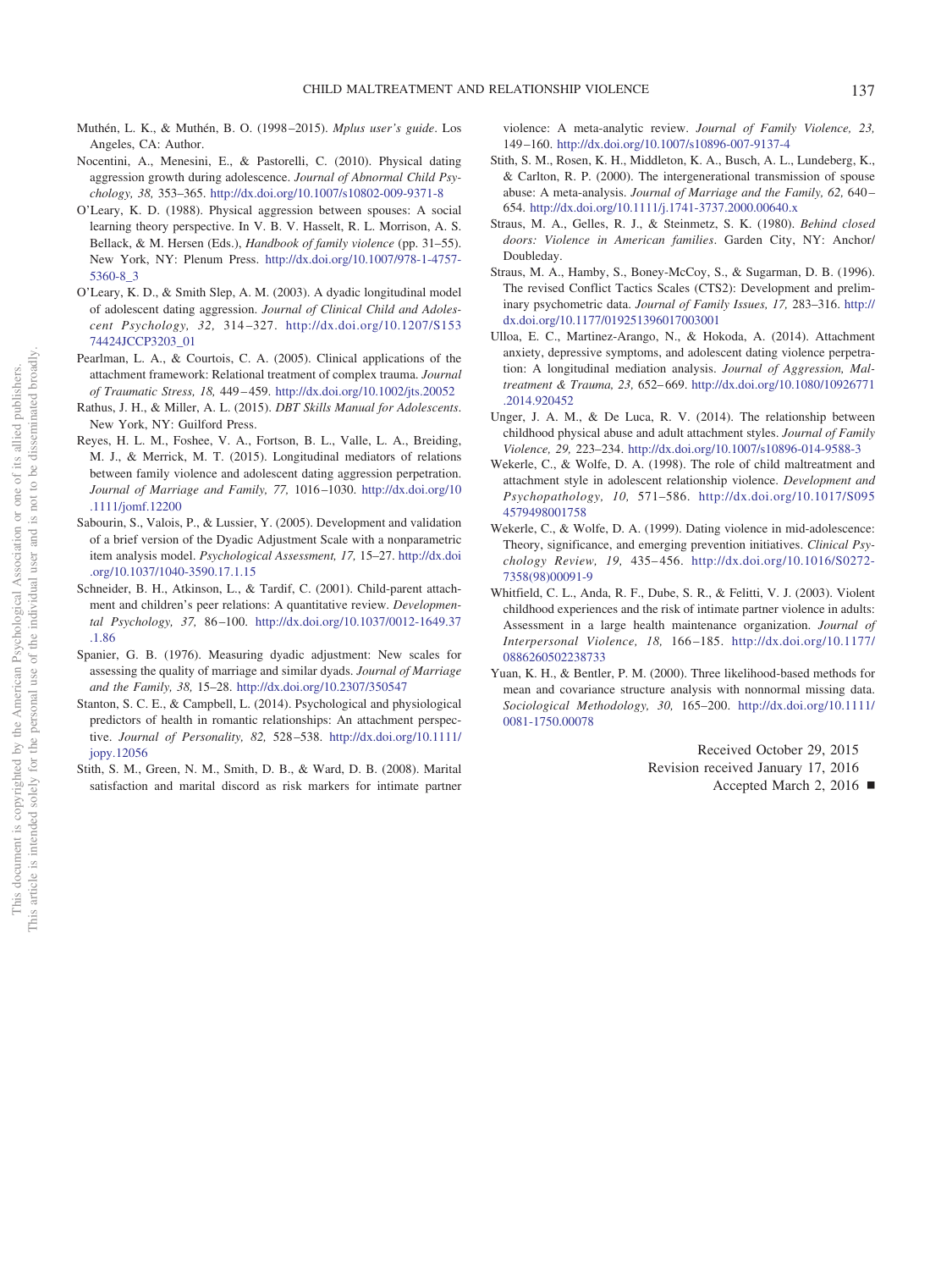Muthén, L. K., & Muthén, B. O. (1998–2015). *Mplus user's guide*. Los Angeles, CA: Author.

Nocentini, A., Menesini, E., & Pastorelli, C. (2010). Physical dating aggression growth during adolescence. *Journal of Abnormal Child Psychology, 38,* 353–365. http://dx.doi.org/10.1007/s10802-009-9371-8

O'Leary, K. D. (1988). Physical aggression between spouses: A social learning theory perspective. In V. B. V. Hasselt, R. L. Morrison, A. S. Bellack, & M. Hersen (Eds.), *Handbook of family violence* (pp. 31–55). New York, NY: Plenum Press. http://dx.doi.org/10.1007/978-1-4757-5360-8_3

O'Leary, K. D., & Smith Slep, A. M. (2003). A dyadic longitudinal model of adolescent dating aggression. *Journal of Clinical Child and Adolescent Psychology, 32,* 314–327. http://dx.doi.org/10.1207/S15374424JCCP3203_01

Pearlman, L. A., & Courtois, C. A. (2005). Clinical applications of the attachment framework: Relational treatment of complex trauma. *Journal of Traumatic Stress, 18,* 449–459. http://dx.doi.org/10.1002/jts.20052

Rathus, J. H., & Miller, A. L. (2015). *DBT Skills Manual for Adolescents*. New York, NY: Guilford Press.

Reyes, H. L. M., Foshee, V. A., Fortson, B. L., Valle, L. A., Breiding, M. J., & Merrick, M. T. (2015). Longitudinal mediators of relations between family violence and adolescent dating aggression perpetration. *Journal of Marriage and Family, 77,* 1016–1030. http://dx.doi.org/10.1111/jomf.12200

Sabourin, S., Valois, P., & Lussier, Y. (2005). Development and validation of a brief version of the Dyadic Adjustment Scale with a nonparametric item analysis model. *Psychological Assessment, 17,* 15–27. http://dx.doi.org/10.1037/1040-3590.17.1.15

Schneider, B. H., Atkinson, L., & Tardif, C. (2001). Child-parent attachment and children's peer relations: A quantitative review. *Developmental Psychology, 37,* 86–100. http://dx.doi.org/10.1037/0012-1649.37.1.86

Spanier, G. B. (1976). Measuring dyadic adjustment: New scales for assessing the quality of marriage and similar dyads. *Journal of Marriage and the Family, 38,* 15–28. http://dx.doi.org/10.2307/350547

Stanton, S. C. E., & Campbell, L. (2014). Psychological and physiological predictors of health in romantic relationships: An attachment perspective. *Journal of Personality, 82,* 528–538. http://dx.doi.org/10.1111/jopy.12056

Stith, S. M., Green, N. M., Smith, D. B., & Ward, D. B. (2008). Marital satisfaction and marital discord as risk markers for intimate partner violence: A meta-analytic review. *Journal of Family Violence, 23,* 149–160. http://dx.doi.org/10.1007/s10896-007-9137-4

Stith, S. M., Rosen, K. H., Middleton, K. A., Busch, A. L., Lundeberg, K., & Carlton, R. P. (2000). The intergenerational transmission of spouse abuse: A meta-analysis. *Journal of Marriage and the Family, 62,* 640–654. http://dx.doi.org/10.1111/j.1741-3737.2000.00640.x

Straus, M. A., Gelles, R. J., & Steinmetz, S. K. (1980). *Behind closed doors: Violence in American families*. Garden City, NY: Anchor/Doubleday.

Straus, M. A., Hamby, S., Boney-McCoy, S., & Sugarman, D. B. (1996). The revised Conflict Tactics Scales (CTS2): Development and preliminary psychometric data. *Journal of Family Issues, 17,* 283–316. http://dx.doi.org/10.1177/019251396017003001

Ulloa, E. C., Martinez-Arango, N., & Hokoda, A. (2014). Attachment anxiety, depressive symptoms, and adolescent dating violence perpetration: A longitudinal mediation analysis. *Journal of Aggression, Maltreatment & Trauma, 23,* 652–669. http://dx.doi.org/10.1080/10926771.2014.920452

Unger, J. A. M., & De Luca, R. V. (2014). The relationship between childhood physical abuse and adult attachment styles. *Journal of Family Violence, 29,* 223–234. http://dx.doi.org/10.1007/s10896-014-9588-3

Wekerle, C., & Wolfe, D. A. (1998). The role of child maltreatment and attachment style in adolescent relationship violence. *Development and Psychopathology, 10,* 571–586. http://dx.doi.org/10.1017/S0954579498001758

Wekerle, C., & Wolfe, D. A. (1999). Dating violence in mid-adolescence: Theory, significance, and emerging prevention initiatives. *Clinical Psychology Review, 19,* 435–456. http://dx.doi.org/10.1016/S0272-7358(98)00091-9

Whitfield, C. L., Anda, R. F., Dube, S. R., & Felitti, V. J. (2003). Violent childhood experiences and the risk of intimate partner violence in adults: Assessment in a large health maintenance organization. *Journal of Interpersonal Violence, 18,* 166–185. http://dx.doi.org/10.1177/0886260502238733

Yuan, K. H., & Bentler, P. M. (2000). Three likelihood-based methods for mean and covariance structure analysis with nonnormal missing data. *Sociological Methodology, 30,* 165–200. http://dx.doi.org/10.1111/0081-1750.00078

Received October 29, 2015
Revision received January 17, 2016
Accepted March 2, 2016 ■